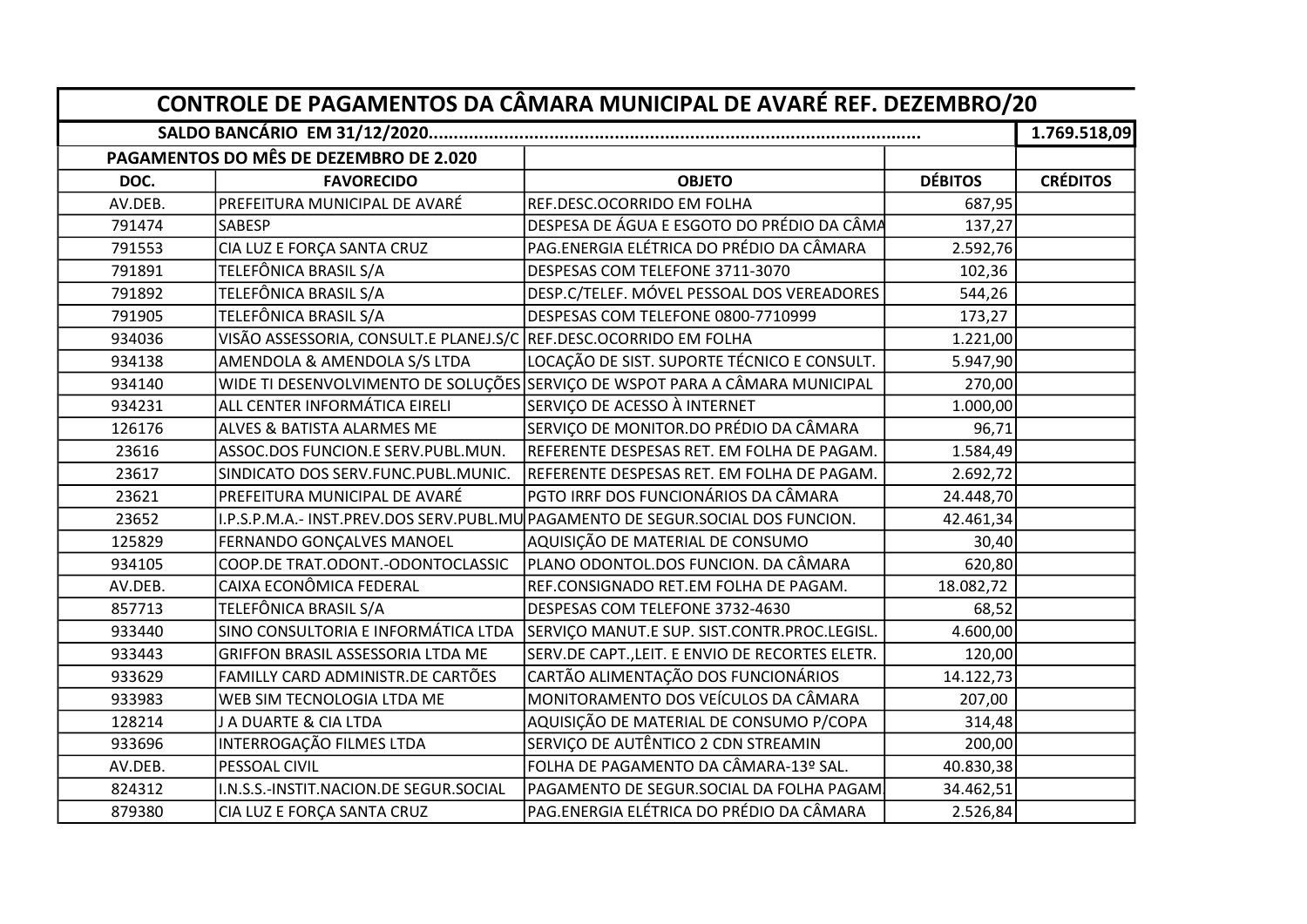# CONTROLE DE PAGAMENTOS DA CÂMARA MUNICIPAL DE AVARÉ REF. DEZEMBRO/20

| SALDO BANCÁRIO EM 31/12/2020..................................................................................... | | | | 1.769.518,09 |
|---|---|---|---|---|
| **PAGAMENTOS DO MÊS DE DEZEMBRO DE 2.020** | | | | |
| **DOC.** | **FAVORECIDO** | **OBJETO** | **DÉBITOS** | **CRÉDITOS** |
| AV.DEB. | PREFEITURA MUNICIPAL DE AVARÉ | REF.DESC.OCORRIDO EM FOLHA | 687,95 | |
| 791474 | SABESP | DESPESA DE ÁGUA E ESGOTO DO PRÉDIO DA CÂMA | 137,27 | |
| 791553 | CIA LUZ E FORÇA SANTA CRUZ | PAG.ENERGIA ELÉTRICA DO PRÉDIO DA CÂMARA | 2.592,76 | |
| 791891 | TELEFÔNICA BRASIL S/A | DESPESAS COM TELEFONE 3711-3070 | 102,36 | |
| 791892 | TELEFÔNICA BRASIL S/A | DESP.C/TELEF. MÓVEL PESSOAL DOS VEREADORES | 544,26 | |
| 791905 | TELEFÔNICA BRASIL S/A | DESPESAS COM TELEFONE 0800-7710999 | 173,27 | |
| 934036 | VISÃO ASSESSORIA, CONSULT.E PLANEJ.S/C | REF.DESC.OCORRIDO EM FOLHA | 1.221,00 | |
| 934138 | AMENDOLA & AMENDOLA S/S LTDA | LOCAÇÃO DE SIST. SUPORTE TÉCNICO E CONSULT. | 5.947,90 | |
| 934140 | WIDE TI DESENVOLVIMENTO DE SOLUÇÕES | SERVIÇO DE WSPOT PARA A CÂMARA MUNICIPAL | 270,00 | |
| 934231 | ALL CENTER INFORMÁTICA EIRELI | SERVIÇO DE ACESSO À INTERNET | 1.000,00 | |
| 126176 | ALVES & BATISTA ALARMES ME | SERVIÇO DE MONITOR.DO PRÉDIO DA CÂMARA | 96,71 | |
| 23616 | ASSOC.DOS FUNCION.E SERV.PUBL.MUN. | REFERENTE DESPESAS RET. EM FOLHA DE PAGAM. | 1.584,49 | |
| 23617 | SINDICATO DOS SERV.FUNC.PUBL.MUNIC. | REFERENTE DESPESAS RET. EM FOLHA DE PAGAM. | 2.692,72 | |
| 23621 | PREFEITURA MUNICIPAL DE AVARÉ | PGTO IRRF DOS FUNCIONÁRIOS DA CÂMARA | 24.448,70 | |
| 23652 | I.P.S.P.M.A.- INST.PREV.DOS SERV.PUBL.MU | PAGAMENTO DE SEGUR.SOCIAL DOS FUNCION. | 42.461,34 | |
| 125829 | FERNANDO GONÇALVES MANOEL | AQUISIÇÃO DE MATERIAL DE CONSUMO | 30,40 | |
| 934105 | COOP.DE TRAT.ODONT.-ODONTOCLASSIC | PLANO ODONTOL.DOS FUNCION. DA CÂMARA | 620,80 | |
| AV.DEB. | CAIXA ECONÔMICA FEDERAL | REF.CONSIGNADO RET.EM FOLHA DE PAGAM. | 18.082,72 | |
| 857713 | TELEFÔNICA BRASIL S/A | DESPESAS COM TELEFONE 3732-4630 | 68,52 | |
| 933440 | SINO CONSULTORIA E INFORMÁTICA LTDA | SERVIÇO MANUT.E SUP. SIST.CONTR.PROC.LEGISL. | 4.600,00 | |
| 933443 | GRIFFON BRASIL ASSESSORIA LTDA ME | SERV.DE CAPT.,LEIT. E ENVIO DE RECORTES ELETR. | 120,00 | |
| 933629 | FAMILLY CARD ADMINISTR.DE CARTÕES | CARTÃO ALIMENTAÇÃO DOS FUNCIONÁRIOS | 14.122,73 | |
| 933983 | WEB SIM TECNOLOGIA LTDA ME | MONITORAMENTO DOS VEÍCULOS DA CÂMARA | 207,00 | |
| 128214 | J A DUARTE & CIA LTDA | AQUISIÇÃO DE MATERIAL DE CONSUMO P/COPA | 314,48 | |
| 933696 | INTERROGAÇÃO FILMES LTDA | SERVIÇO DE AUTÊNTICO 2 CDN STREAMIN | 200,00 | |
| AV.DEB. | PESSOAL CIVIL | FOLHA DE PAGAMENTO DA CÂMARA-13º SAL. | 40.830,38 | |
| 824312 | I.N.S.S.-INSTIT.NACION.DE SEGUR.SOCIAL | PAGAMENTO DE SEGUR.SOCIAL DA FOLHA PAGAM | 34.462,51 | |
| 879380 | CIA LUZ E FORÇA SANTA CRUZ | PAG.ENERGIA ELÉTRICA DO PRÉDIO DA CÂMARA | 2.526,84 | |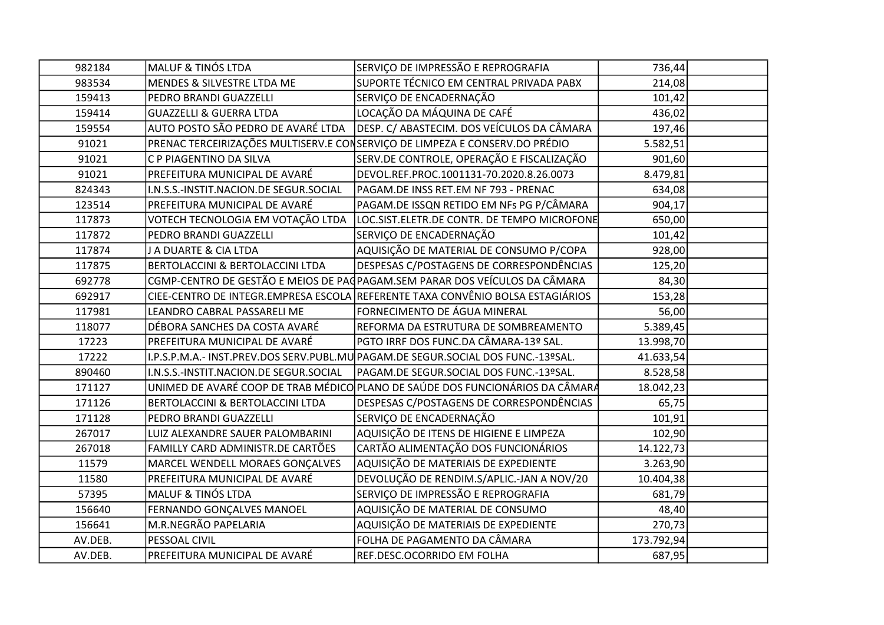| | | | | |
|---|---|---|---|---|
| 982184 | MALUF & TINÓS LTDA | SERVIÇO DE IMPRESSÃO E REPROGRAFIA | 736,44 | |
| 983534 | MENDES & SILVESTRE LTDA ME | SUPORTE TÉCNICO EM CENTRAL PRIVADA PABX | 214,08 | |
| 159413 | PEDRO BRANDI GUAZZELLI | SERVIÇO DE ENCADERNAÇÃO | 101,42 | |
| 159414 | GUAZZELLI & GUERRA LTDA | LOCAÇÃO DA MÁQUINA DE CAFÉ | 436,02 | |
| 159554 | AUTO POSTO SÃO PEDRO DE AVARÉ LTDA | DESP. C/ ABASTECIM. DOS VEÍCULOS DA CÂMARA | 197,46 | |
| 91021 | PRENAC TERCEIRIZAÇÕES MULTISERV.E CON | SERVIÇO DE LIMPEZA E CONSERV.DO PRÉDIO | 5.582,51 | |
| 91021 | C P PIAGENTINO DA SILVA | SERV.DE CONTROLE, OPERAÇÃO E FISCALIZAÇÃO | 901,60 | |
| 91021 | PREFEITURA MUNICIPAL DE AVARÉ | DEVOL.REF.PROC.1001131-70.2020.8.26.0073 | 8.479,81 | |
| 824343 | I.N.S.S.-INSTIT.NACION.DE SEGUR.SOCIAL | PAGAM.DE INSS RET.EM NF 793 - PRENAC | 634,08 | |
| 123514 | PREFEITURA MUNICIPAL DE AVARÉ | PAGAM.DE ISSQN RETIDO EM NFs PG P/CÂMARA | 904,17 | |
| 117873 | VOTECH TECNOLOGIA EM VOTAÇÃO LTDA | LOC.SIST.ELETR.DE CONTR. DE TEMPO MICROFONE | 650,00 | |
| 117872 | PEDRO BRANDI GUAZZELLI | SERVIÇO DE ENCADERNAÇÃO | 101,42 | |
| 117874 | J A DUARTE & CIA LTDA | AQUISIÇÃO DE MATERIAL DE CONSUMO P/COPA | 928,00 | |
| 117875 | BERTOLACCINI & BERTOLACCINI LTDA | DESPESAS C/POSTAGENS DE CORRESPONDÊNCIAS | 125,20 | |
| 692778 | CGMP-CENTRO DE GESTÃO E MEIOS DE PAG | PAGAM.SEM PARAR DOS VEÍCULOS DA CÂMARA | 84,30 | |
| 692917 | CIEE-CENTRO DE INTEGR.EMPRESA ESCOLA | REFERENTE TAXA CONVÊNIO BOLSA ESTAGIÁRIOS | 153,28 | |
| 117981 | LEANDRO CABRAL PASSARELI ME | FORNECIMENTO DE ÁGUA MINERAL | 56,00 | |
| 118077 | DÉBORA SANCHES DA COSTA AVARÉ | REFORMA DA ESTRUTURA DE SOMBREAMENTO | 5.389,45 | |
| 17223 | PREFEITURA MUNICIPAL DE AVARÉ | PGTO IRRF DOS FUNC.DA CÂMARA-13º SAL. | 13.998,70 | |
| 17222 | I.P.S.P.M.A.- INST.PREV.DOS SERV.PUBL.MU | PAGAM.DE SEGUR.SOCIAL DOS FUNC.-13ºSAL. | 41.633,54 | |
| 890460 | I.N.S.S.-INSTIT.NACION.DE SEGUR.SOCIAL | PAGAM.DE SEGUR.SOCIAL DOS FUNC.-13ºSAL. | 8.528,58 | |
| 171127 | UNIMED DE AVARÉ COOP DE TRAB MÉDICO | PLANO DE SAÚDE DOS FUNCIONÁRIOS DA CÂMARA | 18.042,23 | |
| 171126 | BERTOLACCINI & BERTOLACCINI LTDA | DESPESAS C/POSTAGENS DE CORRESPONDÊNCIAS | 65,75 | |
| 171128 | PEDRO BRANDI GUAZZELLI | SERVIÇO DE ENCADERNAÇÃO | 101,91 | |
| 267017 | LUIZ ALEXANDRE SAUER PALOMBARINI | AQUISIÇÃO DE ITENS DE HIGIENE E LIMPEZA | 102,90 | |
| 267018 | FAMILLY CARD ADMINISTR.DE CARTÕES | CARTÃO ALIMENTAÇÃO DOS FUNCIONÁRIOS | 14.122,73 | |
| 11579 | MARCEL WENDELL MORAES GONÇALVES | AQUISIÇÃO DE MATERIAIS DE EXPEDIENTE | 3.263,90 | |
| 11580 | PREFEITURA MUNICIPAL DE AVARÉ | DEVOLUÇÃO DE RENDIM.S/APLIC.-JAN A NOV/20 | 10.404,38 | |
| 57395 | MALUF & TINÓS LTDA | SERVIÇO DE IMPRESSÃO E REPROGRAFIA | 681,79 | |
| 156640 | FERNANDO GONÇALVES MANOEL | AQUISIÇÃO DE MATERIAL DE CONSUMO | 48,40 | |
| 156641 | M.R.NEGRÃO PAPELARIA | AQUISIÇÃO DE MATERIAIS DE EXPEDIENTE | 270,73 | |
| AV.DEB. | PESSOAL CIVIL | FOLHA DE PAGAMENTO DA CÂMARA | 173.792,94 | |
| AV.DEB. | PREFEITURA MUNICIPAL DE AVARÉ | REF.DESC.OCORRIDO EM FOLHA | 687,95 | |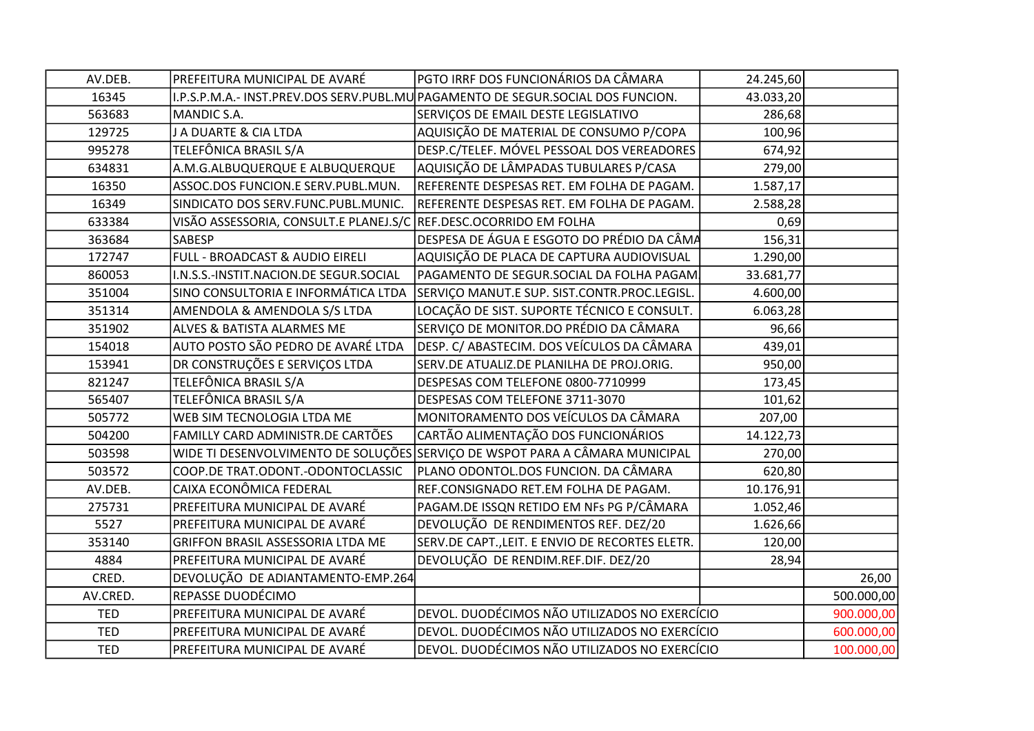| | | | | |
|---|---|---|---|---|
| AV.DEB. | PREFEITURA MUNICIPAL DE AVARÉ | PGTO IRRF DOS FUNCIONÁRIOS DA CÂMARA | 24.245,60 | |
| 16345 | I.P.S.P.M.A.- INST.PREV.DOS SERV.PUBL.MU | PAGAMENTO DE SEGUR.SOCIAL DOS FUNCION. | 43.033,20 | |
| 563683 | MANDIC S.A. | SERVIÇOS DE EMAIL DESTE LEGISLATIVO | 286,68 | |
| 129725 | J A DUARTE & CIA LTDA | AQUISIÇÃO DE MATERIAL DE CONSUMO P/COPA | 100,96 | |
| 995278 | TELEFÔNICA BRASIL S/A | DESP.C/TELEF. MÓVEL PESSOAL DOS VEREADORES | 674,92 | |
| 634831 | A.M.G.ALBUQUERQUE E ALBUQUERQUE | AQUISIÇÃO DE LÂMPADAS TUBULARES P/CASA | 279,00 | |
| 16350 | ASSOC.DOS FUNCION.E SERV.PUBL.MUN. | REFERENTE DESPESAS RET. EM FOLHA DE PAGAM. | 1.587,17 | |
| 16349 | SINDICATO DOS SERV.FUNC.PUBL.MUNIC. | REFERENTE DESPESAS RET. EM FOLHA DE PAGAM. | 2.588,28 | |
| 633384 | VISÃO ASSESSORIA, CONSULT.E PLANEJ.S/C | REF.DESC.OCORRIDO EM FOLHA | 0,69 | |
| 363684 | SABESP | DESPESA DE ÁGUA E ESGOTO DO PRÉDIO DA CÂMA | 156,31 | |
| 172747 | FULL - BROADCAST & AUDIO EIRELI | AQUISIÇÃO DE PLACA DE CAPTURA AUDIOVISUAL | 1.290,00 | |
| 860053 | I.N.S.S.-INSTIT.NACION.DE SEGUR.SOCIAL | PAGAMENTO DE SEGUR.SOCIAL DA FOLHA PAGAM | 33.681,77 | |
| 351004 | SINO CONSULTORIA E INFORMÁTICA LTDA | SERVIÇO MANUT.E SUP. SIST.CONTR.PROC.LEGISL. | 4.600,00 | |
| 351314 | AMENDOLA & AMENDOLA S/S LTDA | LOCAÇÃO DE SIST. SUPORTE TÉCNICO E CONSULT. | 6.063,28 | |
| 351902 | ALVES & BATISTA ALARMES ME | SERVIÇO DE MONITOR.DO PRÉDIO DA CÂMARA | 96,66 | |
| 154018 | AUTO POSTO SÃO PEDRO DE AVARÉ LTDA | DESP. C/ ABASTECIM. DOS VEÍCULOS DA CÂMARA | 439,01 | |
| 153941 | DR CONSTRUÇÕES E SERVIÇOS LTDA | SERV.DE ATUALIZ.DE PLANILHA DE PROJ.ORIG. | 950,00 | |
| 821247 | TELEFÔNICA BRASIL S/A | DESPESAS COM TELEFONE 0800-7710999 | 173,45 | |
| 565407 | TELEFÔNICA BRASIL S/A | DESPESAS COM TELEFONE 3711-3070 | 101,62 | |
| 505772 | WEB SIM TECNOLOGIA LTDA ME | MONITORAMENTO DOS VEÍCULOS DA CÂMARA | 207,00 | |
| 504200 | FAMILLY CARD ADMINISTR.DE CARTÕES | CARTÃO ALIMENTAÇÃO DOS FUNCIONÁRIOS | 14.122,73 | |
| 503598 | WIDE TI DESENVOLVIMENTO DE SOLUÇÕES | SERVIÇO DE WSPOT PARA A CÂMARA MUNICIPAL | 270,00 | |
| 503572 | COOP.DE TRAT.ODONT.-ODONTOCLASSIC | PLANO ODONTOL.DOS FUNCION. DA CÂMARA | 620,80 | |
| AV.DEB. | CAIXA ECONÔMICA FEDERAL | REF.CONSIGNADO RET.EM FOLHA DE PAGAM. | 10.176,91 | |
| 275731 | PREFEITURA MUNICIPAL DE AVARÉ | PAGAM.DE ISSQN RETIDO EM NFs PG P/CÂMARA | 1.052,46 | |
| 5527 | PREFEITURA MUNICIPAL DE AVARÉ | DEVOLUÇÃO DE RENDIMENTOS REF. DEZ/20 | 1.626,66 | |
| 353140 | GRIFFON BRASIL ASSESSORIA LTDA ME | SERV.DE CAPT.,LEIT. E ENVIO DE RECORTES ELETR. | 120,00 | |
| 4884 | PREFEITURA MUNICIPAL DE AVARÉ | DEVOLUÇÃO DE RENDIM.REF.DIF. DEZ/20 | 28,94 | |
| CRED. | DEVOLUÇÃO DE ADIANTAMENTO-EMP.264 | | | 26,00 |
| AV.CRED. | REPASSE DUODÉCIMO | | | 500.000,00 |
| TED | PREFEITURA MUNICIPAL DE AVARÉ | DEVOL. DUODÉCIMOS NÃO UTILIZADOS NO EXERCÍCIO | | 900.000,00 |
| TED | PREFEITURA MUNICIPAL DE AVARÉ | DEVOL. DUODÉCIMOS NÃO UTILIZADOS NO EXERCÍCIO | | 600.000,00 |
| TED | PREFEITURA MUNICIPAL DE AVARÉ | DEVOL. DUODÉCIMOS NÃO UTILIZADOS NO EXERCÍCIO | | 100.000,00 |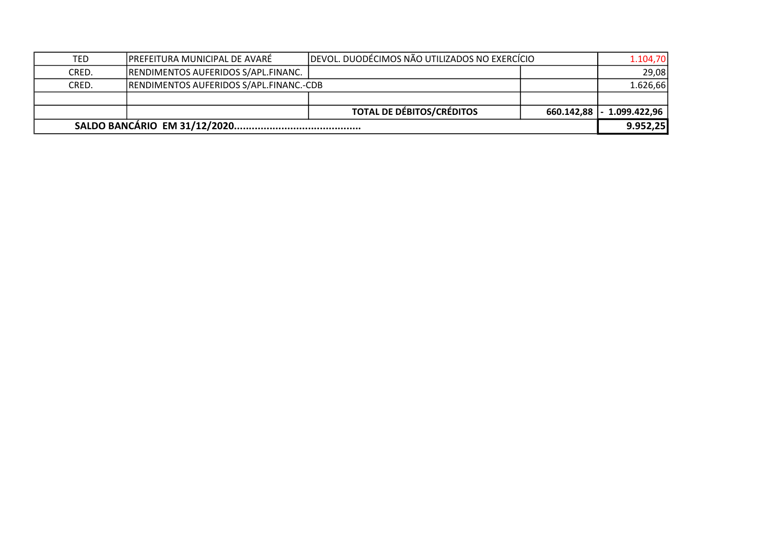| | | | | |
|---|---|---|---|---|
| TED | PREFEITURA MUNICIPAL DE AVARÉ | DEVOL. DUODÉCIMOS NÃO UTILIZADOS NO EXERCÍCIO | | 1.104,70 |
| CRED. | RENDIMENTOS AUFERIDOS S/APL.FINANC. | | | 29,08 |
| CRED. | RENDIMENTOS AUFERIDOS S/APL.FINANC.-CDB | | | 1.626,66 |
| | | | | |
| | | **TOTAL DE DÉBITOS/CRÉDITOS** | **660.142,88** | **- 1.099.422,96** |
| **SALDO BANCÁRIO EM 31/12/2020..........................................** | | | | **9.952,25** |